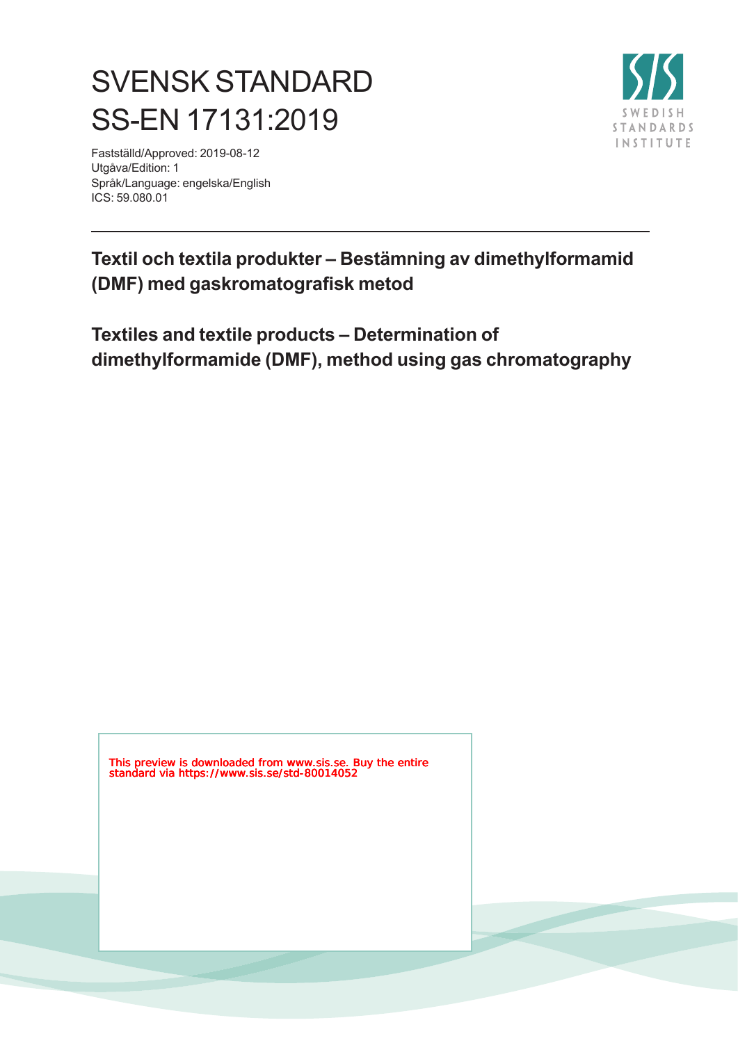# SVENSK STANDARD
# SS-EN 17131:2019

Fastställd/Approved: 2019-08-12
Utgåva/Edition: 1
Språk/Language: engelska/English
ICS: 59.080.01

SWEDISH STANDARDS INSTITUTE

**Textil och textila produkter – Bestämning av dimethylformamid (DMF) med gaskromatografisk metod**

**Textiles and textile products – Determination of dimethylformamide (DMF), method using gas chromatography**

This preview is downloaded from www.sis.se. Buy the entire standard via https://www.sis.se/std-80014052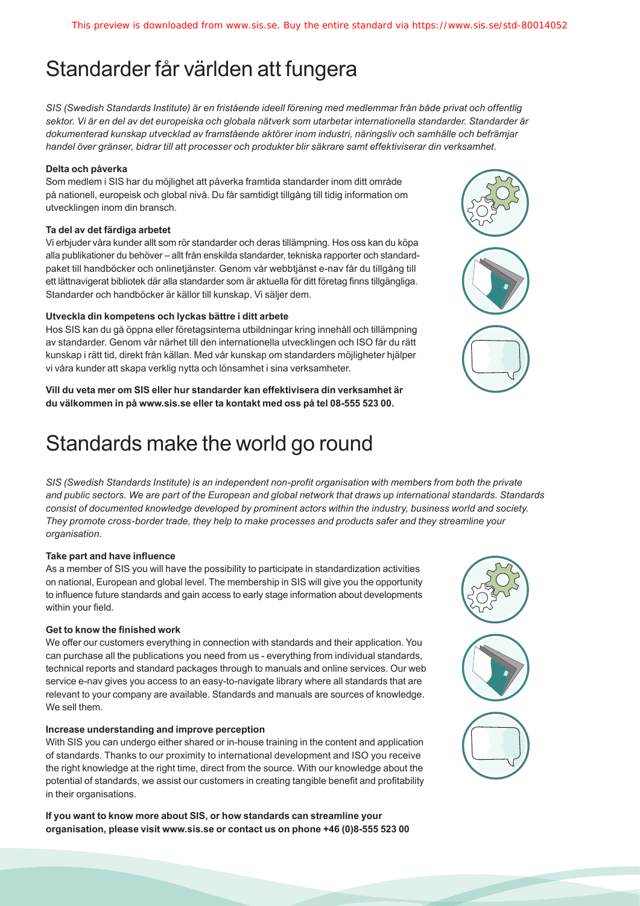# Standarder får världen att fungera

*SIS (Swedish Standards Institute) är en fristående ideell förening med medlemmar från både privat och offentlig sektor. Vi är en del av det europeiska och globala nätverk som utarbetar internationella standarder. Standarder är dokumenterad kunskap utvecklad av framstående aktörer inom industri, näringsliv och samhälle och befrämjar handel över gränser, bidrar till att processer och produkter blir säkrare samt effektiviserar din verksamhet.*

**Delta och påverka**

Som medlem i SIS har du möjlighet att påverka framtida standarder inom ditt område på nationell, europeisk och global nivå. Du får samtidigt tillgång till tidig information om utvecklingen inom din bransch.

**Ta del av det färdiga arbetet**

Vi erbjuder våra kunder allt som rör standarder och deras tillämpning. Hos oss kan du köpa alla publikationer du behöver – allt från enskilda standarder, tekniska rapporter och standardpaket till handböcker och onlinetjänster. Genom vår webbtjänst e-nav får du tillgång till ett lättnavigerat bibliotek där alla standarder som är aktuella för ditt företag finns tillgängliga. Standarder och handböcker är källor till kunskap. Vi säljer dem.

**Utveckla din kompetens och lyckas bättre i ditt arbete**

Hos SIS kan du gå öppna eller företagsinterna utbildningar kring innehåll och tillämpning av standarder. Genom vår närhet till den internationella utvecklingen och ISO får du rätt kunskap i rätt tid, direkt från källan. Med vår kunskap om standarders möjligheter hjälper vi våra kunder att skapa verklig nytta och lönsamhet i sina verksamheter.

**Vill du veta mer om SIS eller hur standarder kan effektivisera din verksamhet är du välkommen in på www.sis.se eller ta kontakt med oss på tel 08-555 523 00.**

# Standards make the world go round

*SIS (Swedish Standards Institute) is an independent non-profit organisation with members from both the private and public sectors. We are part of the European and global network that draws up international standards. Standards consist of documented knowledge developed by prominent actors within the industry, business world and society. They promote cross-border trade, they help to make processes and products safer and they streamline your organisation.*

**Take part and have influence**

As a member of SIS you will have the possibility to participate in standardization activities on national, European and global level. The membership in SIS will give you the opportunity to influence future standards and gain access to early stage information about developments within your field.

**Get to know the finished work**

We offer our customers everything in connection with standards and their application. You can purchase all the publications you need from us - everything from individual standards, technical reports and standard packages through to manuals and online services. Our web service e-nav gives you access to an easy-to-navigate library where all standards that are relevant to your company are available. Standards and manuals are sources of knowledge. We sell them.

**Increase understanding and improve perception**

With SIS you can undergo either shared or in-house training in the content and application of standards. Thanks to our proximity to international development and ISO you receive the right knowledge at the right time, direct from the source. With our knowledge about the potential of standards, we assist our customers in creating tangible benefit and profitability in their organisations.

**If you want to know more about SIS, or how standards can streamline your organisation, please visit www.sis.se or contact us on phone +46 (0)8-555 523 00**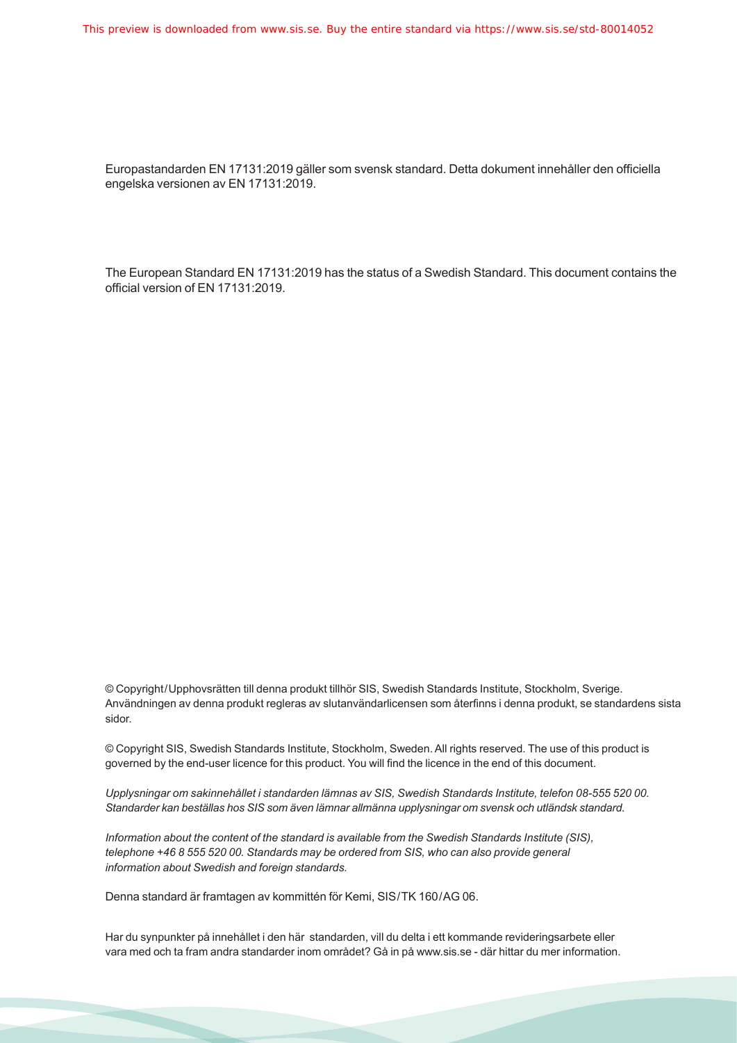Europastandarden EN 17131:2019 gäller som svensk standard. Detta dokument innehåller den officiella engelska versionen av EN 17131:2019.

The European Standard EN 17131:2019 has the status of a Swedish Standard. This document contains the official version of EN 17131:2019.

© Copyright/Upphovsrätten till denna produkt tillhör SIS, Swedish Standards Institute, Stockholm, Sverige. Användningen av denna produkt regleras av slutanvändarlicensen som återfinns i denna produkt, se standardens sista sidor.

© Copyright SIS, Swedish Standards Institute, Stockholm, Sweden. All rights reserved. The use of this product is governed by the end-user licence for this product. You will find the licence in the end of this document.

*Upplysningar om sakinnehållet i standarden lämnas av SIS, Swedish Standards Institute, telefon 08-555 520 00. Standarder kan beställas hos SIS som även lämnar allmänna upplysningar om svensk och utländsk standard.*

*Information about the content of the standard is available from the Swedish Standards Institute (SIS), telephone +46 8 555 520 00. Standards may be ordered from SIS, who can also provide general information about Swedish and foreign standards.*

Denna standard är framtagen av kommittén för Kemi, SIS/TK 160/AG 06.

Har du synpunkter på innehållet i den här standarden, vill du delta i ett kommande revideringsarbete eller vara med och ta fram andra standarder inom området? Gå in på www.sis.se - där hittar du mer information.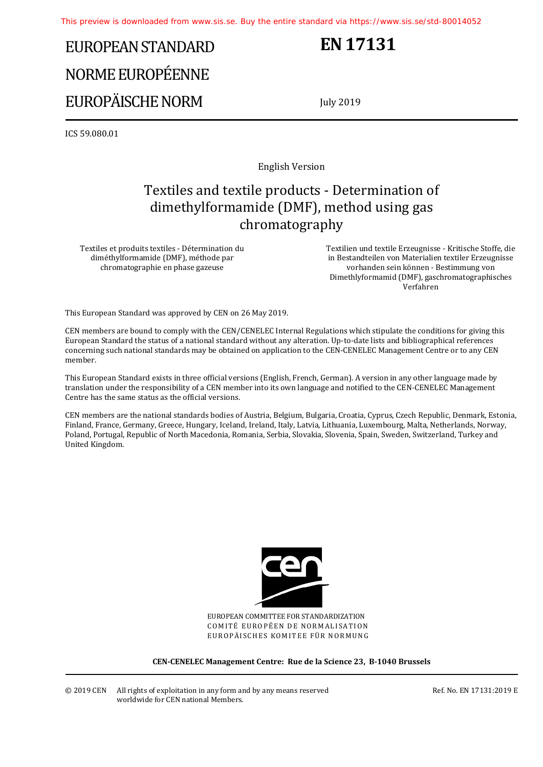# EUROPEAN STANDARD
# NORME EUROPÉENNE
# EUROPÄISCHE NORM

# EN 17131

July 2019

ICS 59.080.01

English Version

## Textiles and textile products - Determination of dimethylformamide (DMF), method using gas chromatography

Textiles et produits textiles - Détermination du diméthylformamide (DMF), méthode par chromatographie en phase gazeuse

Textilien und textile Erzeugnisse - Kritische Stoffe, die in Bestandteilen von Materialien textiler Erzeugnisse vorhanden sein können - Bestimmung von Dimethlyformamid (DMF), gaschromatographisches Verfahren

This European Standard was approved by CEN on 26 May 2019.

CEN members are bound to comply with the CEN/CENELEC Internal Regulations which stipulate the conditions for giving this European Standard the status of a national standard without any alteration. Up-to-date lists and bibliographical references concerning such national standards may be obtained on application to the CEN-CENELEC Management Centre or to any CEN member.

This European Standard exists in three official versions (English, French, German). A version in any other language made by translation under the responsibility of a CEN member into its own language and notified to the CEN-CENELEC Management Centre has the same status as the official versions.

CEN members are the national standards bodies of Austria, Belgium, Bulgaria, Croatia, Cyprus, Czech Republic, Denmark, Estonia, Finland, France, Germany, Greece, Hungary, Iceland, Ireland, Italy, Latvia, Lithuania, Luxembourg, Malta, Netherlands, Norway, Poland, Portugal, Republic of North Macedonia, Romania, Serbia, Slovakia, Slovenia, Spain, Sweden, Switzerland, Turkey and United Kingdom.

EUROPEAN COMMITTEE FOR STANDARDIZATION
COMITÉ EUROPÉEN DE NORMALISATION
EUROPÄISCHES KOMITEE FÜR NORMUNG

**CEN-CENELEC Management Centre: Rue de la Science 23, B-1040 Brussels**

© 2019 CEN All rights of exploitation in any form and by any means reserved worldwide for CEN national Members.

Ref. No. EN 17131:2019 E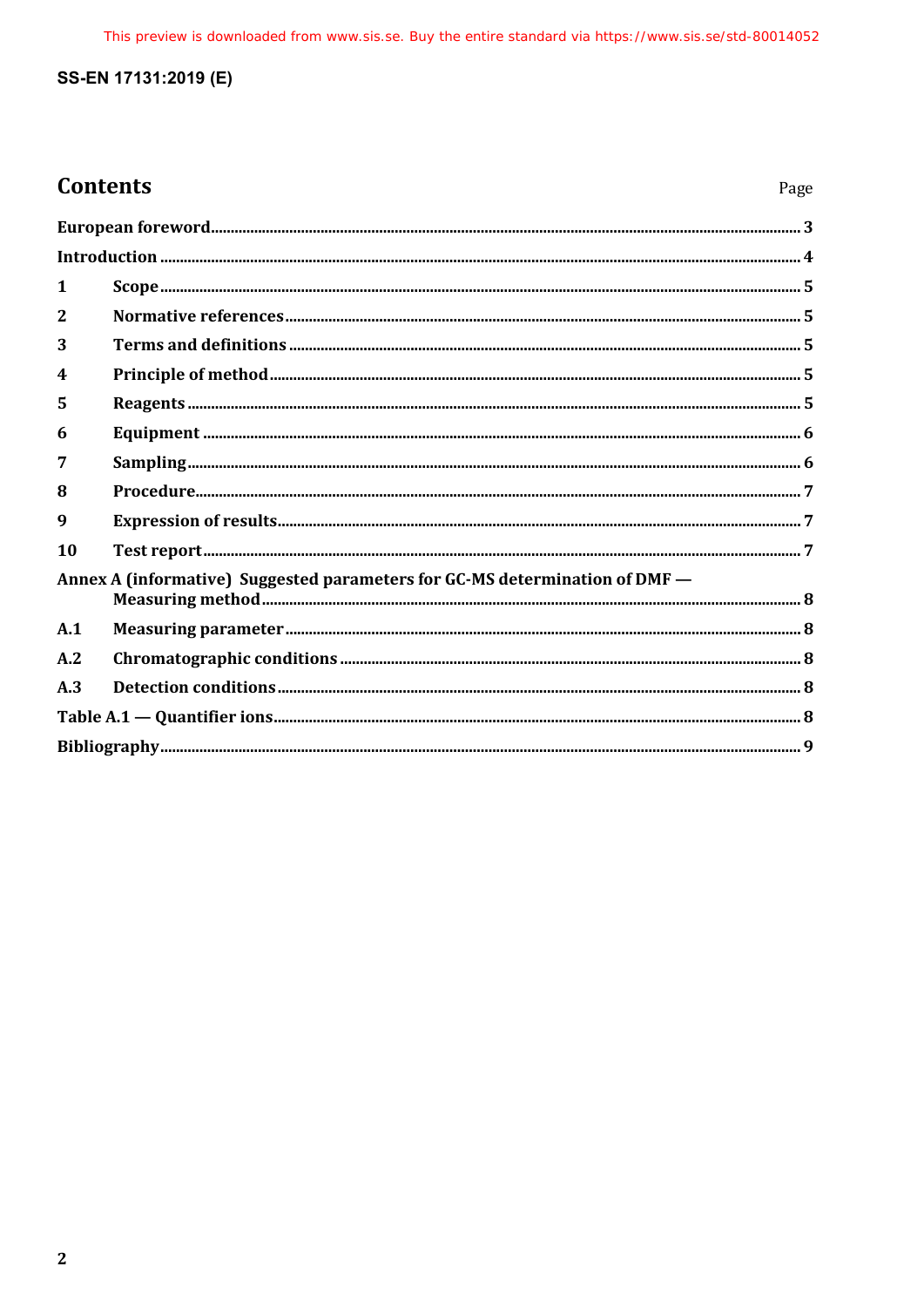# Contents

Page

European foreword ... 3

Introduction ... 4

1 Scope ... 5

2 Normative references ... 5

3 Terms and definitions ... 5

4 Principle of method ... 5

5 Reagents ... 5

6 Equipment ... 6

7 Sampling ... 6

8 Procedure ... 7

9 Expression of results ... 7

10 Test report ... 7

Annex A (informative) Suggested parameters for GC-MS determination of DMF — Measuring method ... 8

A.1 Measuring parameter ... 8

A.2 Chromatographic conditions ... 8

A.3 Detection conditions ... 8

Table A.1 — Quantifier ions ... 8

Bibliography ... 9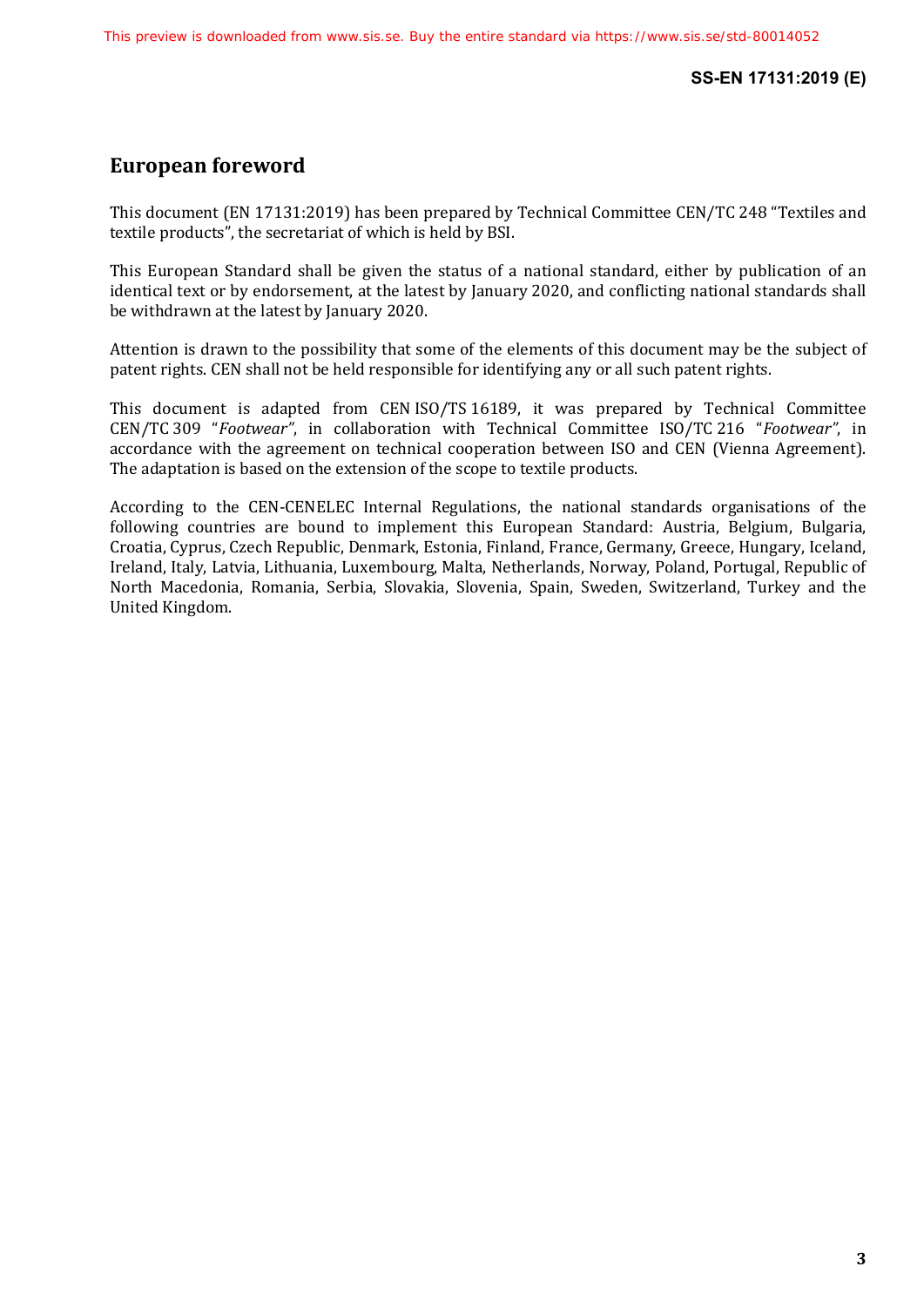# European foreword

This document (EN 17131:2019) has been prepared by Technical Committee CEN/TC 248 “Textiles and textile products”, the secretariat of which is held by BSI.

This European Standard shall be given the status of a national standard, either by publication of an identical text or by endorsement, at the latest by January 2020, and conflicting national standards shall be withdrawn at the latest by January 2020.

Attention is drawn to the possibility that some of the elements of this document may be the subject of patent rights. CEN shall not be held responsible for identifying any or all such patent rights.

This document is adapted from CEN ISO/TS 16189, it was prepared by Technical Committee CEN/TC 309 “*Footwear”*, in collaboration with Technical Committee ISO/TC 216 “*Footwear”*, in accordance with the agreement on technical cooperation between ISO and CEN (Vienna Agreement). The adaptation is based on the extension of the scope to textile products.

According to the CEN-CENELEC Internal Regulations, the national standards organisations of the following countries are bound to implement this European Standard: Austria, Belgium, Bulgaria, Croatia, Cyprus, Czech Republic, Denmark, Estonia, Finland, France, Germany, Greece, Hungary, Iceland, Ireland, Italy, Latvia, Lithuania, Luxembourg, Malta, Netherlands, Norway, Poland, Portugal, Republic of North Macedonia, Romania, Serbia, Slovakia, Slovenia, Spain, Sweden, Switzerland, Turkey and the United Kingdom.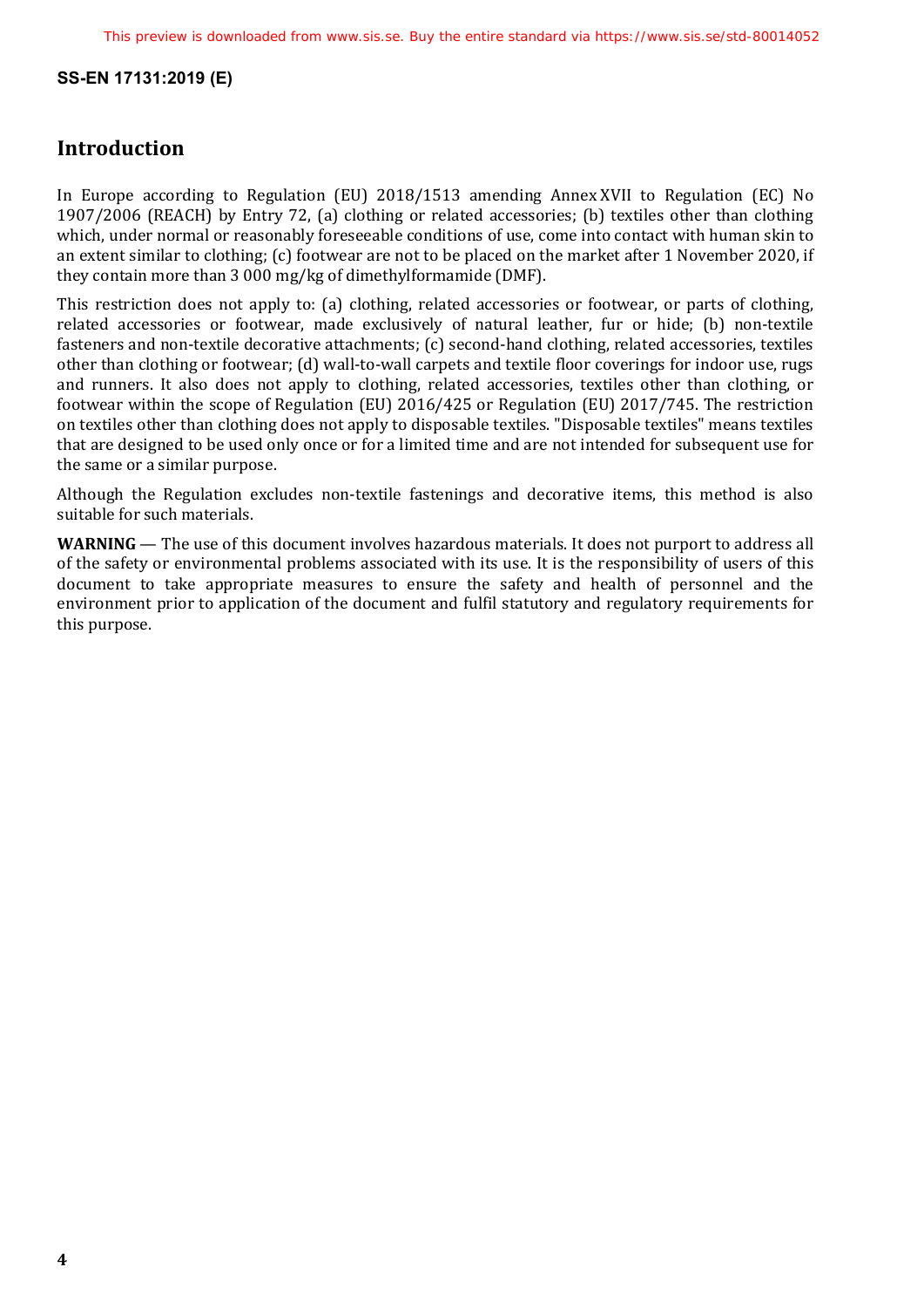## Introduction

In Europe according to Regulation (EU) 2018/1513 amending Annex XVII to Regulation (EC) No 1907/2006 (REACH) by Entry 72, (a) clothing or related accessories; (b) textiles other than clothing which, under normal or reasonably foreseeable conditions of use, come into contact with human skin to an extent similar to clothing; (c) footwear are not to be placed on the market after 1 November 2020, if they contain more than 3 000 mg/kg of dimethylformamide (DMF).

This restriction does not apply to: (a) clothing, related accessories or footwear, or parts of clothing, related accessories or footwear, made exclusively of natural leather, fur or hide; (b) non-textile fasteners and non-textile decorative attachments; (c) second-hand clothing, related accessories, textiles other than clothing or footwear; (d) wall-to-wall carpets and textile floor coverings for indoor use, rugs and runners. It also does not apply to clothing, related accessories, textiles other than clothing, or footwear within the scope of Regulation (EU) 2016/425 or Regulation (EU) 2017/745. The restriction on textiles other than clothing does not apply to disposable textiles. "Disposable textiles" means textiles that are designed to be used only once or for a limited time and are not intended for subsequent use for the same or a similar purpose.

Although the Regulation excludes non-textile fastenings and decorative items, this method is also suitable for such materials.

**WARNING** — The use of this document involves hazardous materials. It does not purport to address all of the safety or environmental problems associated with its use. It is the responsibility of users of this document to take appropriate measures to ensure the safety and health of personnel and the environment prior to application of the document and fulfil statutory and regulatory requirements for this purpose.